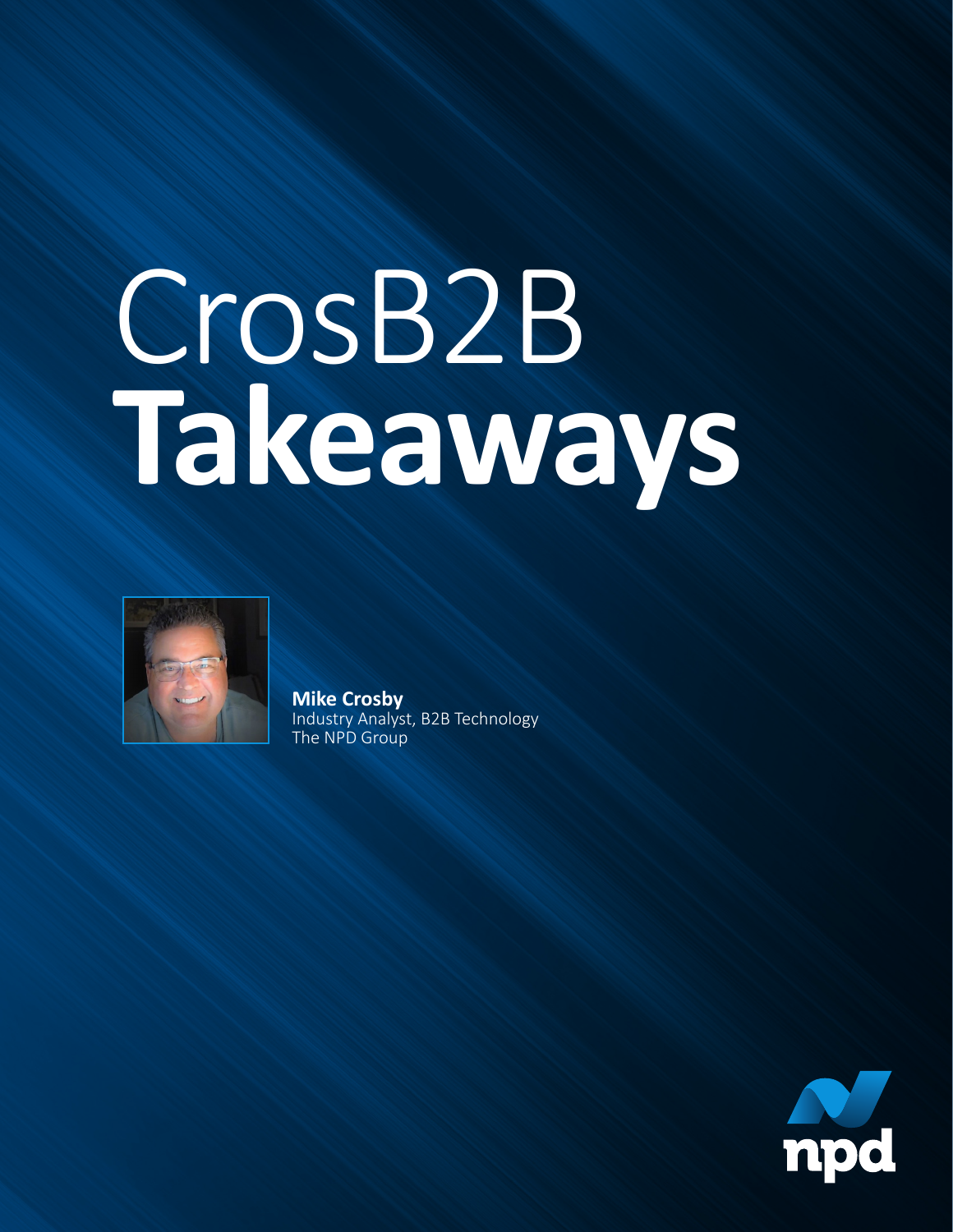# CrosB2B **Takeaways**

**Mike Crosby**
Industry Analyst, B2B Technology
The NPD Group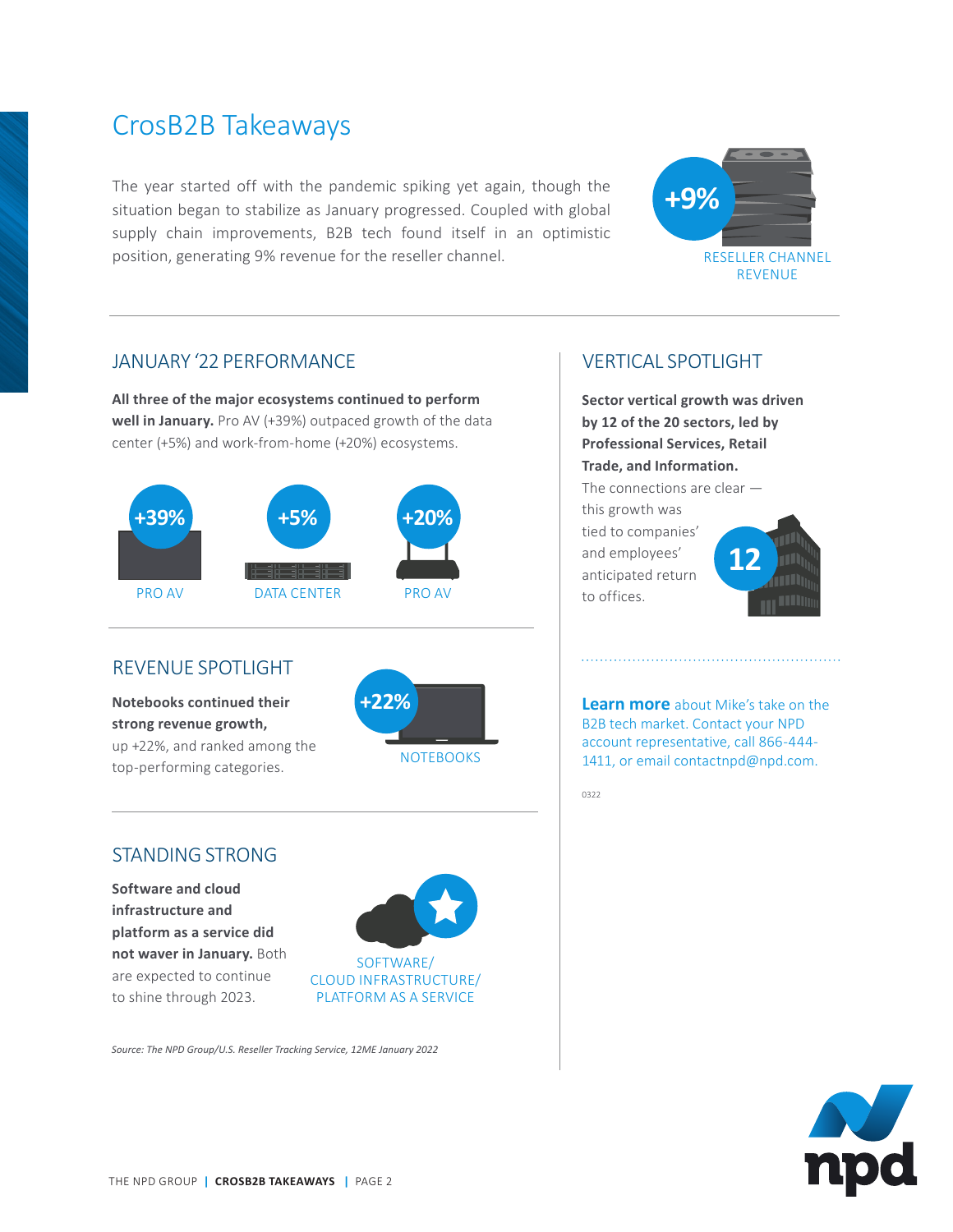# CrosB2B Takeaways

The year started off with the pandemic spiking yet again, though the situation began to stabilize as January progressed. Coupled with global supply chain improvements, B2B tech found itself in an optimistic position, generating 9% revenue for the reseller channel.

+9%

RESELLER CHANNEL REVENUE

## JANUARY '22 PERFORMANCE

**All three of the major ecosystems continued to perform well in January.** Pro AV (+39%) outpaced growth of the data center (+5%) and work-from-home (+20%) ecosystems.

+39%
PRO AV

+5%
DATA CENTER

+20%
PRO AV

## REVENUE SPOTLIGHT

**Notebooks continued their strong revenue growth,** up +22%, and ranked among the top-performing categories.

+22%
NOTEBOOKS

## STANDING STRONG

**Software and cloud infrastructure and platform as a service did not waver in January.** Both are expected to continue to shine through 2023.

SOFTWARE/
CLOUD INFRASTRUCTURE/
PLATFORM AS A SERVICE

*Source: The NPD Group/U.S. Reseller Tracking Service, 12ME January 2022*

## VERTICAL SPOTLIGHT

**Sector vertical growth was driven by 12 of the 20 sectors, led by Professional Services, Retail Trade, and Information.** The connections are clear — this growth was tied to companies' and employees' anticipated return to offices.

12

**Learn more** about Mike's take on the B2B tech market. Contact your NPD account representative, call 866-444-1411, or email contactnpd@npd.com.

0322